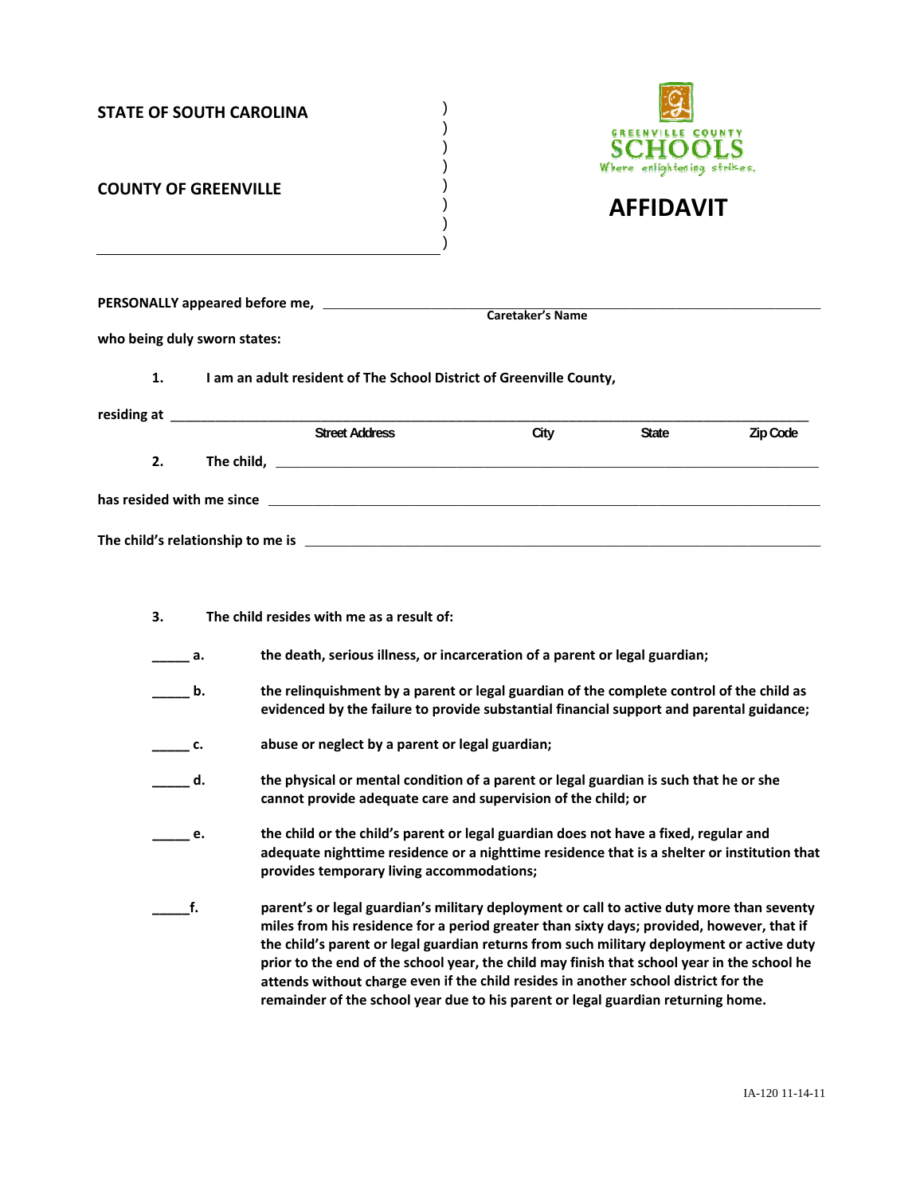**STATE OF SOUTH CAROLINA** )
)
)
)
**COUNTY OF GREENVILLE** )
)
)
\_\_\_\_\_\_\_\_\_\_\_\_\_\_\_\_\_\_\_\_\_\_\_\_\_\_\_\_\_\_\_\_\_\_\_\_\_\_\_\_ )

GREENVILLE COUNTY SCHOOLS
Where enlightening strikes.

# AFFIDAVIT

**PERSONALLY appeared before me,** \_\_\_\_\_\_\_\_\_\_\_\_\_\_\_\_\_\_\_\_\_\_\_\_\_\_\_\_\_\_\_\_\_\_\_\_\_\_\_\_\_\_\_\_\_\_\_\_\_\_\_\_
**Caretaker's Name**

**who being duly sworn states:**

**1. I am an adult resident of The School District of Greenville County,**

**residing at** \_\_\_\_\_\_\_\_\_\_\_\_\_\_\_\_\_\_\_\_\_\_\_\_\_\_\_\_\_\_\_\_\_\_\_\_\_\_\_\_\_\_\_\_\_\_\_\_\_\_\_\_\_\_\_\_\_\_\_\_\_\_\_\_\_\_\_\_\_\_
Street Address City State Zip Code

**2. The child,** \_\_\_\_\_\_\_\_\_\_\_\_\_\_\_\_\_\_\_\_\_\_\_\_\_\_\_\_\_\_\_\_\_\_\_\_\_\_\_\_\_\_\_\_\_\_\_\_\_\_\_\_\_\_\_\_\_\_\_\_\_\_\_\_

**has resided with me since** \_\_\_\_\_\_\_\_\_\_\_\_\_\_\_\_\_\_\_\_\_\_\_\_\_\_\_\_\_\_\_\_\_\_\_\_\_\_\_\_\_\_\_\_\_\_\_\_\_\_\_\_\_\_\_\_\_\_

**The child's relationship to me is** \_\_\_\_\_\_\_\_\_\_\_\_\_\_\_\_\_\_\_\_\_\_\_\_\_\_\_\_\_\_\_\_\_\_\_\_\_\_\_\_\_\_\_\_\_\_\_\_\_\_\_\_

**3. The child resides with me as a result of:**

**\_\_\_\_\_ a. the death, serious illness, or incarceration of a parent or legal guardian;**

**\_\_\_\_\_ b. the relinquishment by a parent or legal guardian of the complete control of the child as evidenced by the failure to provide substantial financial support and parental guidance;**

**\_\_\_\_\_ c. abuse or neglect by a parent or legal guardian;**

**\_\_\_\_\_ d. the physical or mental condition of a parent or legal guardian is such that he or she cannot provide adequate care and supervision of the child; or**

**\_\_\_\_\_ e. the child or the child's parent or legal guardian does not have a fixed, regular and adequate nighttime residence or a nighttime residence that is a shelter or institution that provides temporary living accommodations;**

**\_\_\_\_\_f. parent's or legal guardian's military deployment or call to active duty more than seventy miles from his residence for a period greater than sixty days; provided, however, that if the child's parent or legal guardian returns from such military deployment or active duty prior to the end of the school year, the child may finish that school year in the school he attends without charge even if the child resides in another school district for the remainder of the school year due to his parent or legal guardian returning home.**

IA-120 11-14-11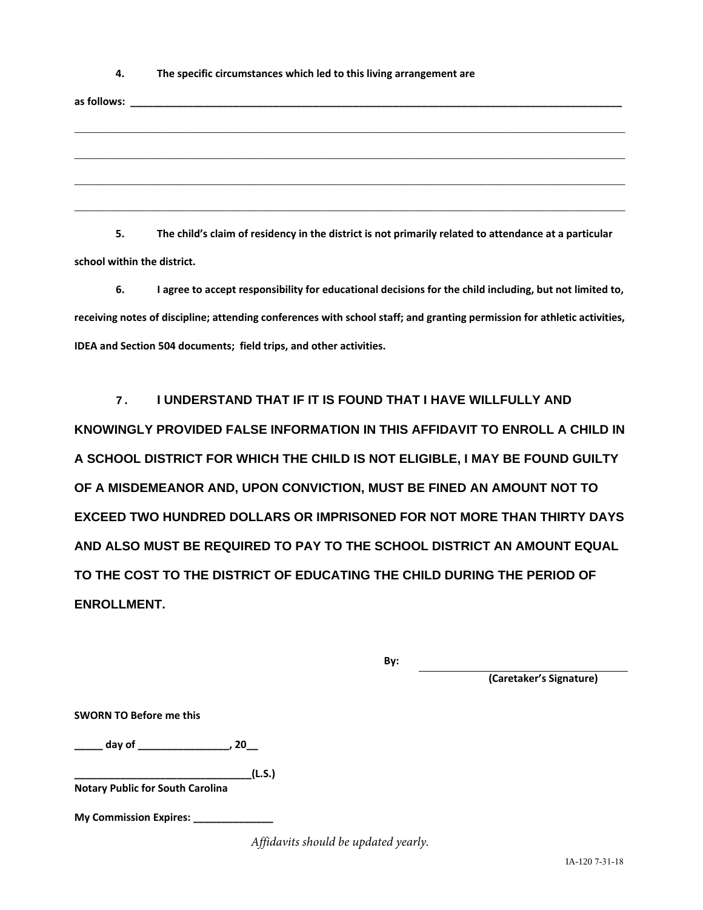**4. The specific circumstances which led to this living arrangement are as follows: ________________________________________________________________________________**

________________________________________________________________________________________________

________________________________________________________________________________________________

________________________________________________________________________________________________

________________________________________________________________________________________________

**5. The child's claim of residency in the district is not primarily related to attendance at a particular school within the district.**

**6. I agree to accept responsibility for educational decisions for the child including, but not limited to, receiving notes of discipline; attending conferences with school staff; and granting permission for athletic activities, IDEA and Section 504 documents; field trips, and other activities.**

**7. I UNDERSTAND THAT IF IT IS FOUND THAT I HAVE WILLFULLY AND KNOWINGLY PROVIDED FALSE INFORMATION IN THIS AFFIDAVIT TO ENROLL A CHILD IN A SCHOOL DISTRICT FOR WHICH THE CHILD IS NOT ELIGIBLE, I MAY BE FOUND GUILTY OF A MISDEMEANOR AND, UPON CONVICTION, MUST BE FINED AN AMOUNT NOT TO EXCEED TWO HUNDRED DOLLARS OR IMPRISONED FOR NOT MORE THAN THIRTY DAYS AND ALSO MUST BE REQUIRED TO PAY TO THE SCHOOL DISTRICT AN AMOUNT EQUAL TO THE COST TO THE DISTRICT OF EDUCATING THE CHILD DURING THE PERIOD OF ENROLLMENT.**

**By:** ________________________________
**(Caretaker's Signature)**

**SWORN TO Before me this**

**_____ day of ________________, 20__**

**______________________________(L.S.)**
**Notary Public for South Carolina**

**My Commission Expires: ______________**

*Affidavits should be updated yearly.*

IA-120 7-31-18